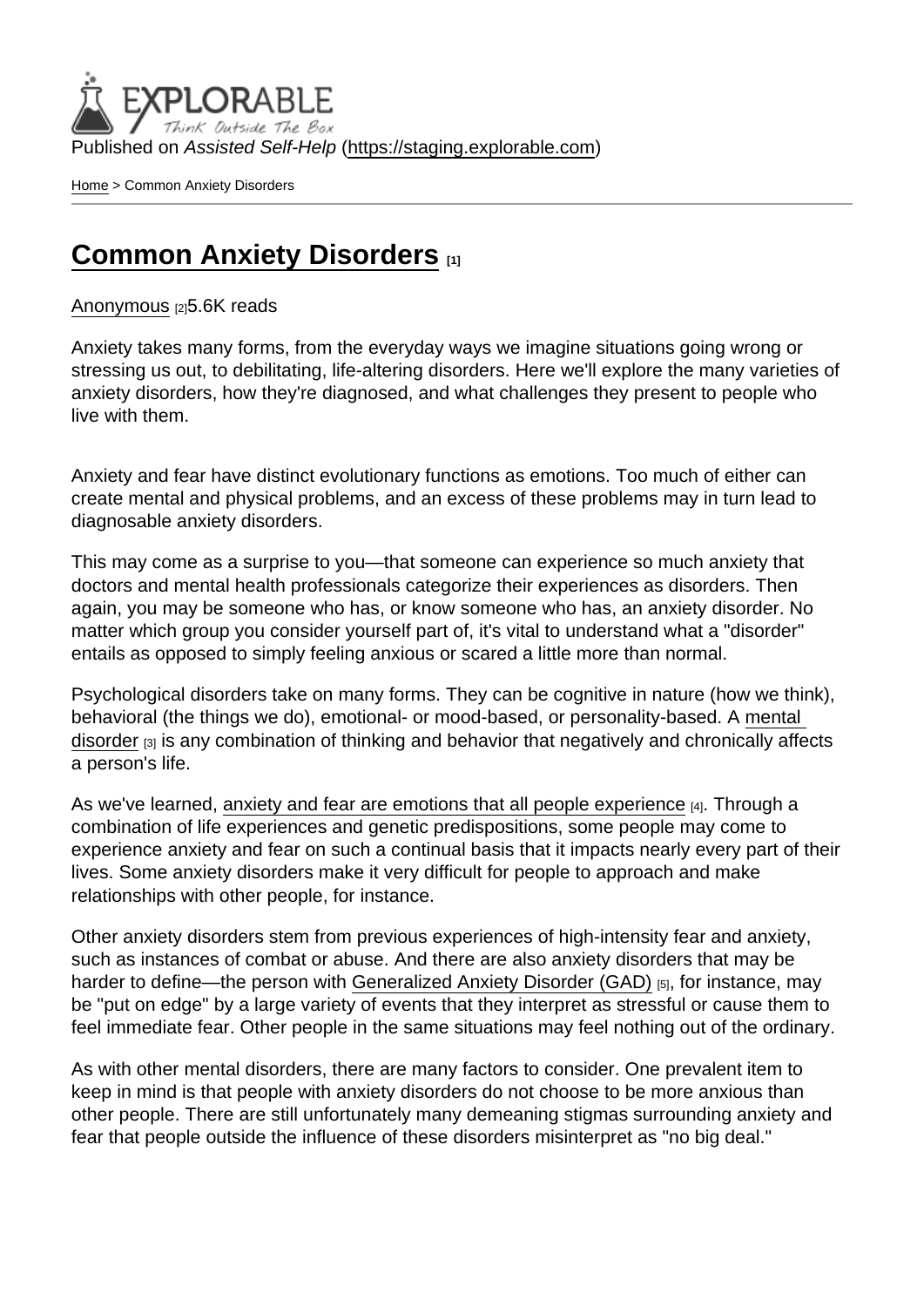Published on *Assisted Self-Help* (https://staging.explorable.com)

Home > Common Anxiety Disorders

# Common Anxiety Disorders [1]

Anonymous [2]5.6K reads

Anxiety takes many forms, from the everyday ways we imagine situations going wrong or stressing us out, to debilitating, life-altering disorders. Here we'll explore the many varieties of anxiety disorders, how they're diagnosed, and what challenges they present to people who live with them.

Anxiety and fear have distinct evolutionary functions as emotions. Too much of either can create mental and physical problems, and an excess of these problems may in turn lead to diagnosable anxiety disorders.

This may come as a surprise to you—that someone can experience so much anxiety that doctors and mental health professionals categorize their experiences as disorders. Then again, you may be someone who has, or know someone who has, an anxiety disorder. No matter which group you consider yourself part of, it's vital to understand what a "disorder" entails as opposed to simply feeling anxious or scared a little more than normal.

Psychological disorders take on many forms. They can be cognitive in nature (how we think), behavioral (the things we do), emotional- or mood-based, or personality-based. A mental disorder [3] is any combination of thinking and behavior that negatively and chronically affects a person's life.

As we've learned, anxiety and fear are emotions that all people experience [4]. Through a combination of life experiences and genetic predispositions, some people may come to experience anxiety and fear on such a continual basis that it impacts nearly every part of their lives. Some anxiety disorders make it very difficult for people to approach and make relationships with other people, for instance.

Other anxiety disorders stem from previous experiences of high-intensity fear and anxiety, such as instances of combat or abuse. And there are also anxiety disorders that may be harder to define—the person with Generalized Anxiety Disorder (GAD) [5], for instance, may be "put on edge" by a large variety of events that they interpret as stressful or cause them to feel immediate fear. Other people in the same situations may feel nothing out of the ordinary.

As with other mental disorders, there are many factors to consider. One prevalent item to keep in mind is that people with anxiety disorders do not choose to be more anxious than other people. There are still unfortunately many demeaning stigmas surrounding anxiety and fear that people outside the influence of these disorders misinterpret as "no big deal."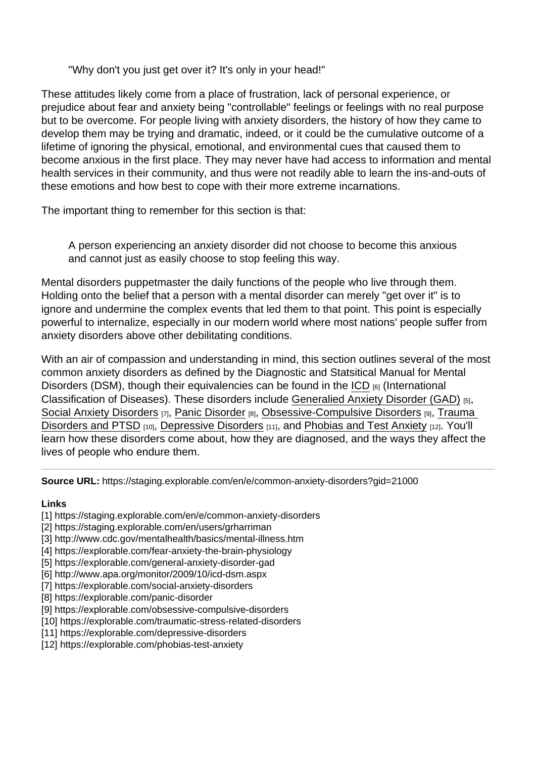> "Why don't you just get over it? It's only in your head!"

These attitudes likely come from a place of frustration, lack of personal experience, or prejudice about fear and anxiety being "controllable" feelings or feelings with no real purpose but to be overcome. For people living with anxiety disorders, the history of how they came to develop them may be trying and dramatic, indeed, or it could be the cumulative outcome of a lifetime of ignoring the physical, emotional, and environmental cues that caused them to become anxious in the first place. They may never have had access to information and mental health services in their community, and thus were not readily able to learn the ins-and-outs of these emotions and how best to cope with their more extreme incarnations.

The important thing to remember for this section is that:

> A person experiencing an anxiety disorder did not choose to become this anxious and cannot just as easily choose to stop feeling this way.

Mental disorders puppetmaster the daily functions of the people who live through them. Holding onto the belief that a person with a mental disorder can merely "get over it" is to ignore and undermine the complex events that led them to that point. This point is especially powerful to internalize, especially in our modern world where most nations' people suffer from anxiety disorders above other debilitating conditions.

With an air of compassion and understanding in mind, this section outlines several of the most common anxiety disorders as defined by the Diagnostic and Statsitical Manual for Mental Disorders (DSM), though their equivalencies can be found in the ICD [6] (International Classification of Diseases). These disorders include Generalied Anxiety Disorder (GAD) [5], Social Anxiety Disorders [7], Panic Disorder [8], Obsessive-Compulsive Disorders [9], Trauma Disorders and PTSD [10], Depressive Disorders [11], and Phobias and Test Anxiety [12]. You'll learn how these disorders come about, how they are diagnosed, and the ways they affect the lives of people who endure them.

---

**Source URL:** https://staging.explorable.com/en/e/common-anxiety-disorders?gid=21000

**Links**

[1] https://staging.explorable.com/en/e/common-anxiety-disorders
[2] https://staging.explorable.com/en/users/grharriman
[3] http://www.cdc.gov/mentalhealth/basics/mental-illness.htm
[4] https://explorable.com/fear-anxiety-the-brain-physiology
[5] https://explorable.com/general-anxiety-disorder-gad
[6] http://www.apa.org/monitor/2009/10/icd-dsm.aspx
[7] https://explorable.com/social-anxiety-disorders
[8] https://explorable.com/panic-disorder
[9] https://explorable.com/obsessive-compulsive-disorders
[10] https://explorable.com/traumatic-stress-related-disorders
[11] https://explorable.com/depressive-disorders
[12] https://explorable.com/phobias-test-anxiety